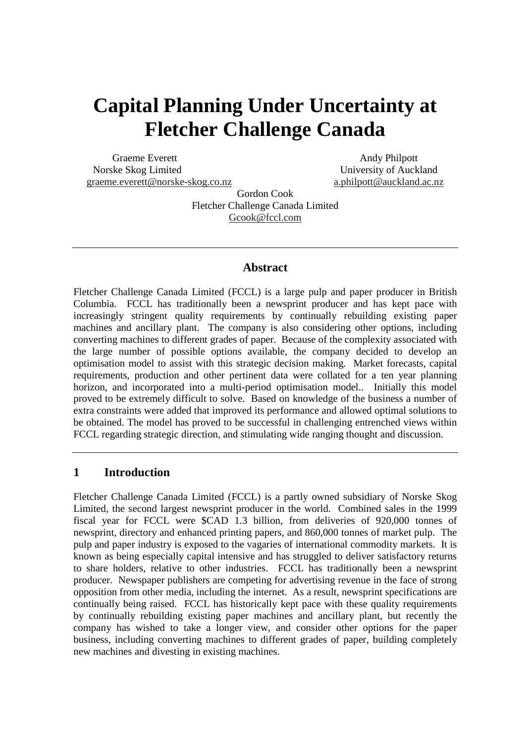# Capital Planning Under Uncertainty at Fletcher Challenge Canada

Graeme Everett
Norske Skog Limited
graeme.everett@norske-skog.co.nz

Andy Philpott
University of Auckland
a.philpott@auckland.ac.nz

Gordon Cook
Fletcher Challenge Canada Limited
Gcook@fccl.com

---

## Abstract

Fletcher Challenge Canada Limited (FCCL) is a large pulp and paper producer in British Columbia. FCCL has traditionally been a newsprint producer and has kept pace with increasingly stringent quality requirements by continually rebuilding existing paper machines and ancillary plant. The company is also considering other options, including converting machines to different grades of paper. Because of the complexity associated with the large number of possible options available, the company decided to develop an optimisation model to assist with this strategic decision making. Market forecasts, capital requirements, production and other pertinent data were collated for a ten year planning horizon, and incorporated into a multi-period optimisation model.. Initially this model proved to be extremely difficult to solve. Based on knowledge of the business a number of extra constraints were added that improved its performance and allowed optimal solutions to be obtained. The model has proved to be successful in challenging entrenched views within FCCL regarding strategic direction, and stimulating wide ranging thought and discussion.

---

## 1 Introduction

Fletcher Challenge Canada Limited (FCCL) is a partly owned subsidiary of Norske Skog Limited, the second largest newsprint producer in the world. Combined sales in the 1999 fiscal year for FCCL were $CAD 1.3 billion, from deliveries of 920,000 tonnes of newsprint, directory and enhanced printing papers, and 860,000 tonnes of market pulp. The pulp and paper industry is exposed to the vagaries of international commodity markets. It is known as being especially capital intensive and has struggled to deliver satisfactory returns to share holders, relative to other industries. FCCL has traditionally been a newsprint producer. Newspaper publishers are competing for advertising revenue in the face of strong opposition from other media, including the internet. As a result, newsprint specifications are continually being raised. FCCL has historically kept pace with these quality requirements by continually rebuilding existing paper machines and ancillary plant, but recently the company has wished to take a longer view, and consider other options for the paper business, including converting machines to different grades of paper, building completely new machines and divesting in existing machines.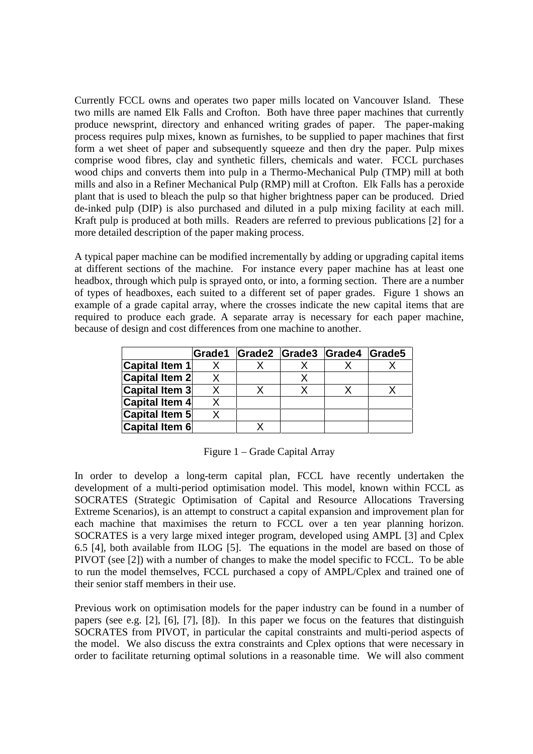Currently FCCL owns and operates two paper mills located on Vancouver Island. These two mills are named Elk Falls and Crofton. Both have three paper machines that currently produce newsprint, directory and enhanced writing grades of paper. The paper-making process requires pulp mixes, known as furnishes, to be supplied to paper machines that first form a wet sheet of paper and subsequently squeeze and then dry the paper. Pulp mixes comprise wood fibres, clay and synthetic fillers, chemicals and water. FCCL purchases wood chips and converts them into pulp in a Thermo-Mechanical Pulp (TMP) mill at both mills and also in a Refiner Mechanical Pulp (RMP) mill at Crofton. Elk Falls has a peroxide plant that is used to bleach the pulp so that higher brightness paper can be produced. Dried de-inked pulp (DIP) is also purchased and diluted in a pulp mixing facility at each mill. Kraft pulp is produced at both mills. Readers are referred to previous publications [2] for a more detailed description of the paper making process.

A typical paper machine can be modified incrementally by adding or upgrading capital items at different sections of the machine. For instance every paper machine has at least one headbox, through which pulp is sprayed onto, or into, a forming section. There are a number of types of headboxes, each suited to a different set of paper grades. Figure 1 shows an example of a grade capital array, where the crosses indicate the new capital items that are required to produce each grade. A separate array is necessary for each paper machine, because of design and cost differences from one machine to another.

| | Grade1 | Grade2 | Grade3 | Grade4 | Grade5 |
|---|---|---|---|---|---|
| **Capital Item 1** | X | X | X | X | X |
| **Capital Item 2** | X | | X | | |
| **Capital Item 3** | X | X | X | X | X |
| **Capital Item 4** | X | | | | |
| **Capital Item 5** | X | | | | |
| **Capital Item 6** | | X | | | |

Figure 1 – Grade Capital Array

In order to develop a long-term capital plan, FCCL have recently undertaken the development of a multi-period optimisation model. This model, known within FCCL as SOCRATES (Strategic Optimisation of Capital and Resource Allocations Traversing Extreme Scenarios), is an attempt to construct a capital expansion and improvement plan for each machine that maximises the return to FCCL over a ten year planning horizon. SOCRATES is a very large mixed integer program, developed using AMPL [3] and Cplex 6.5 [4], both available from ILOG [5]. The equations in the model are based on those of PIVOT (see [2]) with a number of changes to make the model specific to FCCL. To be able to run the model themselves, FCCL purchased a copy of AMPL/Cplex and trained one of their senior staff members in their use.

Previous work on optimisation models for the paper industry can be found in a number of papers (see e.g. [2], [6], [7], [8]). In this paper we focus on the features that distinguish SOCRATES from PIVOT, in particular the capital constraints and multi-period aspects of the model. We also discuss the extra constraints and Cplex options that were necessary in order to facilitate returning optimal solutions in a reasonable time. We will also comment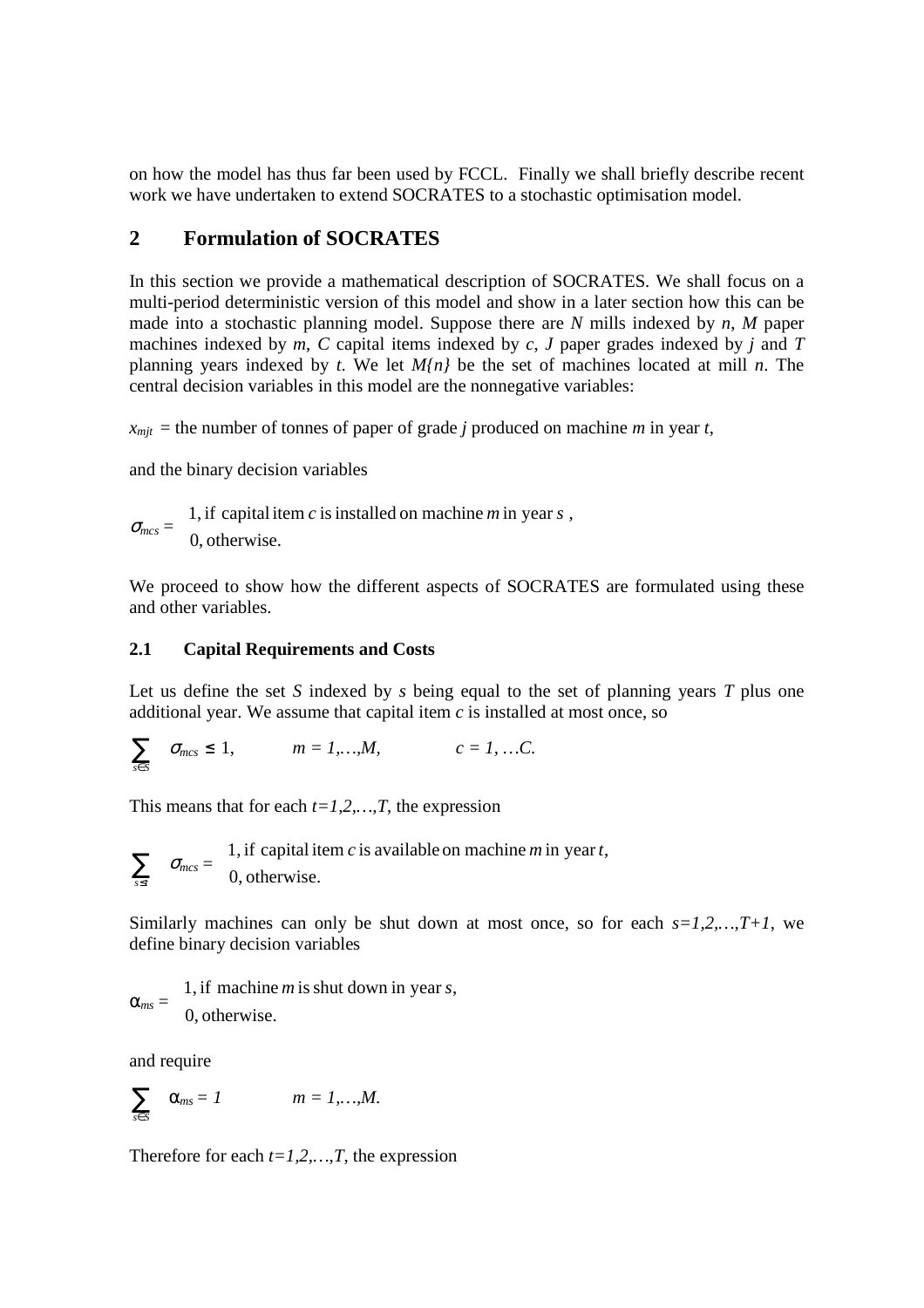on how the model has thus far been used by FCCL. Finally we shall briefly describe recent work we have undertaken to extend SOCRATES to a stochastic optimisation model.

## 2 Formulation of SOCRATES

In this section we provide a mathematical description of SOCRATES. We shall focus on a multi-period deterministic version of this model and show in a later section how this can be made into a stochastic planning model. Suppose there are $N$ mills indexed by $n$, $M$ paper machines indexed by $m$, $C$ capital items indexed by $c$, $J$ paper grades indexed by $j$ and $T$ planning years indexed by $t$. We let $M\{n\}$ be the set of machines located at mill $n$. The central decision variables in this model are the nonnegative variables:

$x_{mjt}$ = the number of tonnes of paper of grade $j$ produced on machine $m$ in year $t$,

and the binary decision variables

$$\sigma_{mcs} = \begin{cases} 1, \text{if capital item } c \text{ is installed on machine } m \text{ in year } s\text{ ,} \\ 0, \text{otherwise.} \end{cases}$$

We proceed to show how the different aspects of SOCRATES are formulated using these and other variables.

### 2.1 Capital Requirements and Costs

Let us define the set $S$ indexed by $s$ being equal to the set of planning years $T$ plus one additional year. We assume that capital item $c$ is installed at most once, so

$$\sum_{s\in S} \sigma_{mcs} \leq 1, \qquad m = 1,\ldots,M, \qquad c = 1, \ldots C.$$

This means that for each $t=1,2,\ldots,T$, the expression

$$\sum_{s\leq t} \sigma_{mcs} = \begin{cases} 1, \text{if capital item } c \text{ is available on machine } m \text{ in year } t, \\ 0, \text{otherwise.} \end{cases}$$

Similarly machines can only be shut down at most once, so for each $s=1,2,\ldots,T+1$, we define binary decision variables

$$\alpha_{ms} = \begin{cases} 1, \text{if machine } m \text{ is shut down in year } s, \\ 0, \text{otherwise.} \end{cases}$$

and require

$$\sum_{s\in S} \alpha_{ms} = 1 \qquad m = 1,\ldots,M.$$

Therefore for each $t=1,2,\ldots,T$, the expression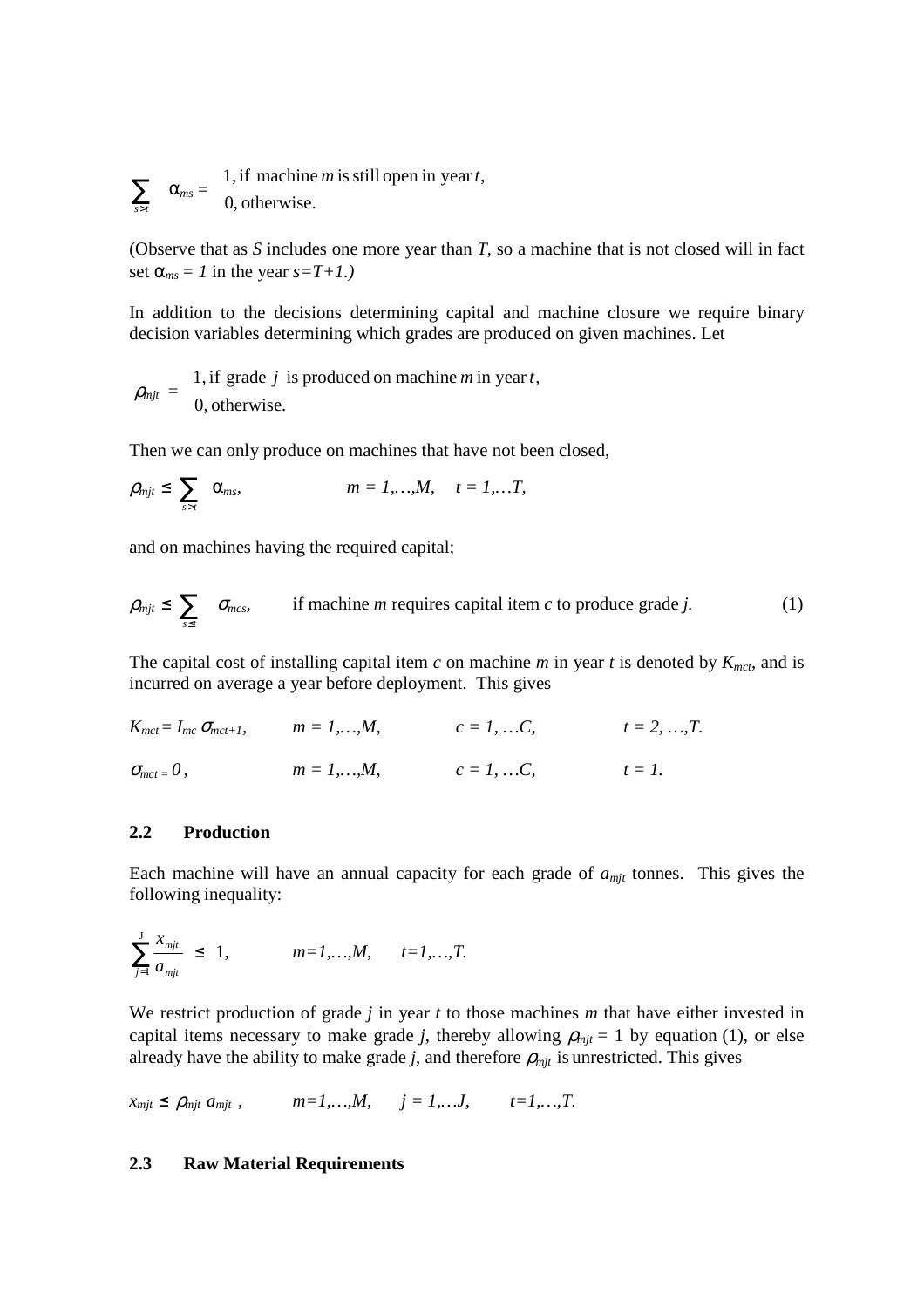$$\sum_{s>t} \alpha_{ms} = \begin{cases} 1, \text{if machine } m \text{ is still open in year } t, \\ 0, \text{otherwise.} \end{cases}$$

(Observe that as *S* includes one more year than *T*, so a machine that is not closed will in fact set $\alpha_{ms} = 1$ in the year $s=T+1$.)

In addition to the decisions determining capital and machine closure we require binary decision variables determining which grades are produced on given machines. Let

$$\rho_{mjt} = \begin{cases} 1, \text{if grade } j \text{ is produced on machine } m \text{ in year } t, \\ 0, \text{otherwise.} \end{cases}$$

Then we can only produce on machines that have not been closed,

$$\rho_{mjt} \leq \sum_{s>t} \alpha_{ms}, \qquad m = 1,\ldots,M, \quad t = 1,\ldots T,$$

and on machines having the required capital;

$$\rho_{mjt} \leq \sum_{s \leq t} \sigma_{mcs}, \qquad \text{if machine } m \text{ requires capital item } c \text{ to produce grade } j. \tag{1}$$

The capital cost of installing capital item $c$ on machine $m$ in year $t$ is denoted by $K_{mct}$, and is incurred on average a year before deployment. This gives

$$K_{mct} = I_{mc}\, \sigma_{mct+1}, \qquad m = 1,\ldots,M, \qquad c = 1, \ldots C, \qquad t = 2, \ldots, T.$$

$$\sigma_{mct} = 0, \qquad m = 1,\ldots,M, \qquad c = 1, \ldots C, \qquad t = 1.$$

### 2.2 Production

Each machine will have an annual capacity for each grade of $a_{mjt}$ tonnes. This gives the following inequality:

$$\sum_{j=1}^{J} \frac{x_{mjt}}{a_{mjt}} \leq 1, \qquad m=1,\ldots,M, \qquad t=1,\ldots,T.$$

We restrict production of grade $j$ in year $t$ to those machines $m$ that have either invested in capital items necessary to make grade $j$, thereby allowing $\rho_{mjt} = 1$ by equation (1), or else already have the ability to make grade $j$, and therefore $\rho_{mjt}$ is unrestricted. This gives

$$x_{mjt} \leq \rho_{mjt}\, a_{mjt}, \qquad m=1,\ldots,M, \qquad j = 1,\ldots J, \qquad t=1,\ldots,T.$$

### 2.3 Raw Material Requirements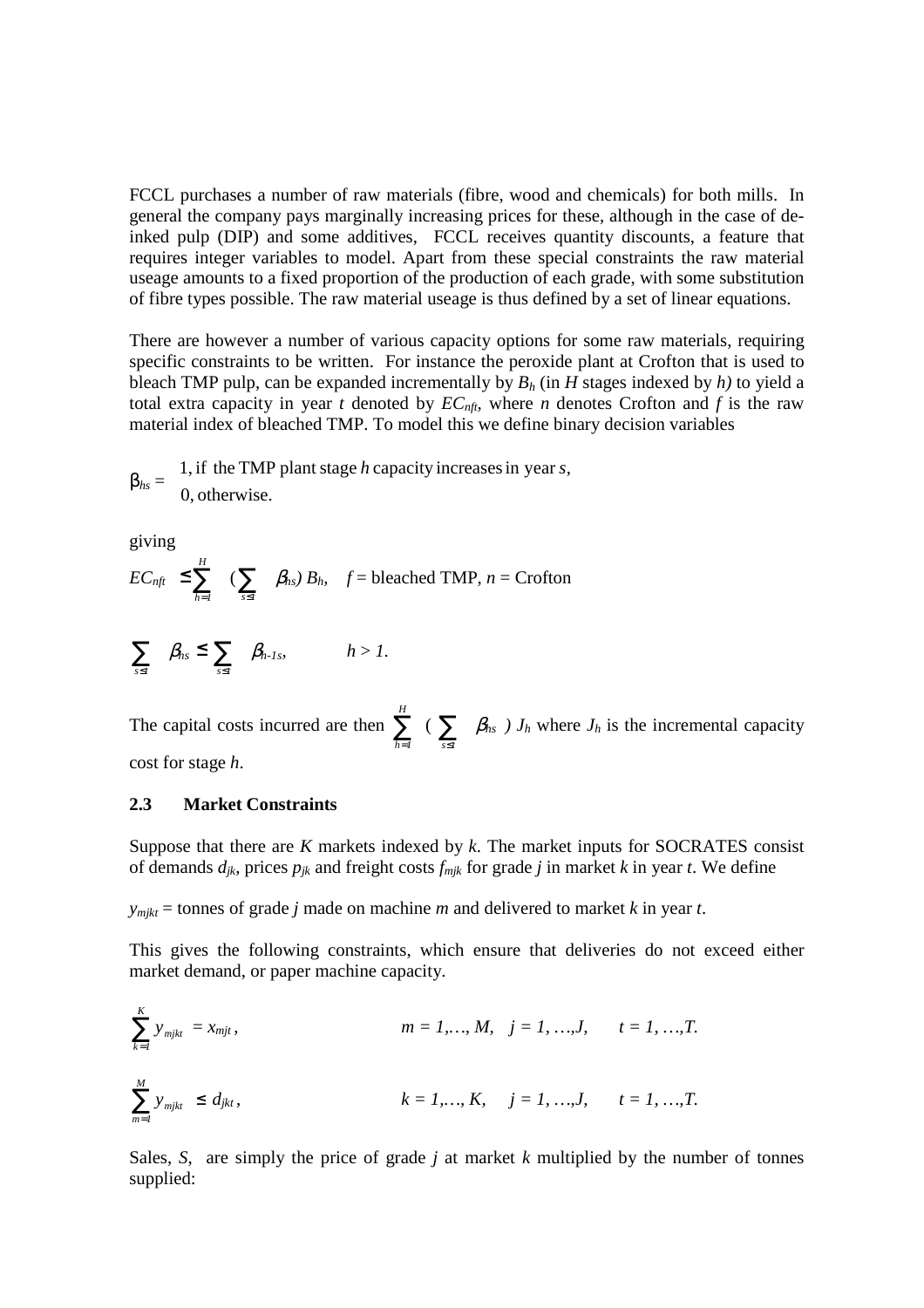FCCL purchases a number of raw materials (fibre, wood and chemicals) for both mills. In general the company pays marginally increasing prices for these, although in the case of de-inked pulp (DIP) and some additives, FCCL receives quantity discounts, a feature that requires integer variables to model. Apart from these special constraints the raw material useage amounts to a fixed proportion of the production of each grade, with some substitution of fibre types possible. The raw material useage is thus defined by a set of linear equations.

There are however a number of various capacity options for some raw materials, requiring specific constraints to be written. For instance the peroxide plant at Crofton that is used to bleach TMP pulp, can be expanded incrementally by $B_h$ (in $H$ stages indexed by $h$) to yield a total extra capacity in year $t$ denoted by $EC_{nft}$, where $n$ denotes Crofton and $f$ is the raw material index of bleached TMP. To model this we define binary decision variables

$$\beta_{hs} = \begin{cases} 1, \text{if the TMP plant stage } h \text{ capacity increases in year } s, \\ 0, \text{otherwise.} \end{cases}$$

giving

$$EC_{nft} \leq \sum_{h=1}^{H} \Big(\sum_{s \leq t} \beta_{hs}\Big) B_h, \quad f = \text{bleached TMP}, \; n = \text{Crofton}$$

$$\sum_{s \leq t} \beta_{hs} \leq \sum_{s \leq t} \beta_{h-1s}, \qquad h > 1.$$

The capital costs incurred are then $\sum_{h=1}^{H} \Big(\sum_{s \leq t} \beta_{hs}\Big) J_h$ where $J_h$ is the incremental capacity cost for stage $h$.

### 2.3 Market Constraints

Suppose that there are $K$ markets indexed by $k$. The market inputs for SOCRATES consist of demands $d_{jk}$, prices $p_{jk}$ and freight costs $f_{mjk}$ for grade $j$ in market $k$ in year $t$. We define

$y_{mjkt}$ = tonnes of grade $j$ made on machine $m$ and delivered to market $k$ in year $t$.

This gives the following constraints, which ensure that deliveries do not exceed either market demand, or paper machine capacity.

$$\sum_{k=1}^{K} y_{mjkt} = x_{mjt}, \qquad m = 1,\ldots, M, \quad j = 1, \ldots,J, \qquad t = 1, \ldots,T.$$

$$\sum_{m=1}^{M} y_{mjkt} \leq d_{jkt}, \qquad k = 1,\ldots, K, \quad j = 1, \ldots,J, \qquad t = 1, \ldots,T.$$

Sales, $S$, are simply the price of grade $j$ at market $k$ multiplied by the number of tonnes supplied: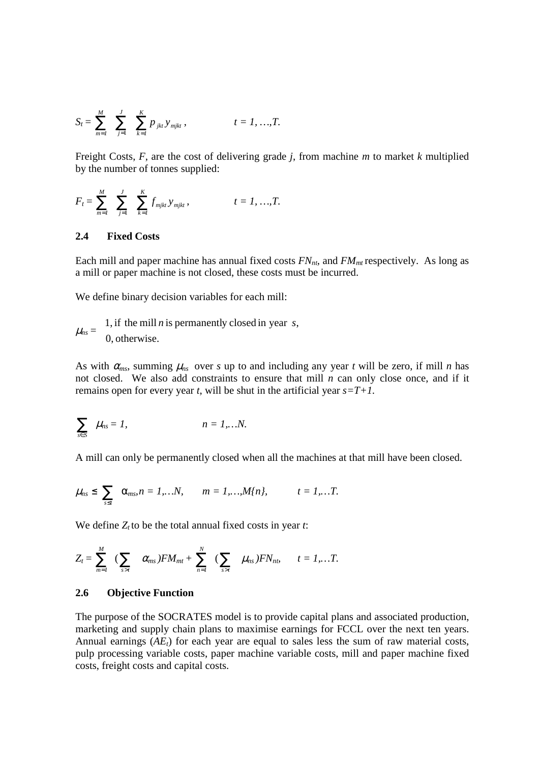$$S_t = \sum_{m=1}^{M} \sum_{j=1}^{J} \sum_{k=1}^{K} p_{jkt}\, y_{mjkt}\,, \qquad t = 1, \ldots, T.$$

Freight Costs, $F$, are the cost of delivering grade $j$, from machine $m$ to market $k$ multiplied by the number of tonnes supplied:

$$F_t = \sum_{m=1}^{M} \sum_{j=1}^{J} \sum_{k=1}^{K} f_{mjkt}\, y_{mjkt}\,, \qquad t = 1, \ldots, T.$$

### 2.4 Fixed Costs

Each mill and paper machine has annual fixed costs $FN_{nt}$, and $FM_{mt}$ respectively. As long as a mill or paper machine is not closed, these costs must be incurred.

We define binary decision variables for each mill:

$$\mu_{ns} = \begin{cases} 1, \text{ if the mill } n \text{ is permanently closed in year } s, \\ 0, \text{ otherwise.} \end{cases}$$

As with $\alpha_{ms}$, summing $\mu_{ns}$ over $s$ up to and including any year $t$ will be zero, if mill $n$ has not closed. We also add constraints to ensure that mill $n$ can only close once, and if it remains open for every year $t$, will be shut in the artificial year $s=T+1$.

$$\sum_{s \in S} \mu_{ns} = 1, \qquad n = 1, \ldots N.$$

A mill can only be permanently closed when all the machines at that mill have been closed.

$$\mu_{ns} \leq \sum_{s \leq t} \alpha_{ms}, n = 1, \ldots N, \qquad m = 1, \ldots, M\{n\}, \qquad t = 1, \ldots T.$$

We define $Z_t$ to be the total annual fixed costs in year $t$:

$$Z_t = \sum_{m=1}^{M} \Big(\sum_{s>t} \alpha_{ms}\Big) FM_{mt} + \sum_{n=1}^{N} \Big(\sum_{s>t} \mu_{ns}\Big) FN_{nt}, \qquad t = 1, \ldots T.$$

### 2.6 Objective Function

The purpose of the SOCRATES model is to provide capital plans and associated production, marketing and supply chain plans to maximise earnings for FCCL over the next ten years. Annual earnings ($AE_t$) for each year are equal to sales less the sum of raw material costs, pulp processing variable costs, paper machine variable costs, mill and paper machine fixed costs, freight costs and capital costs.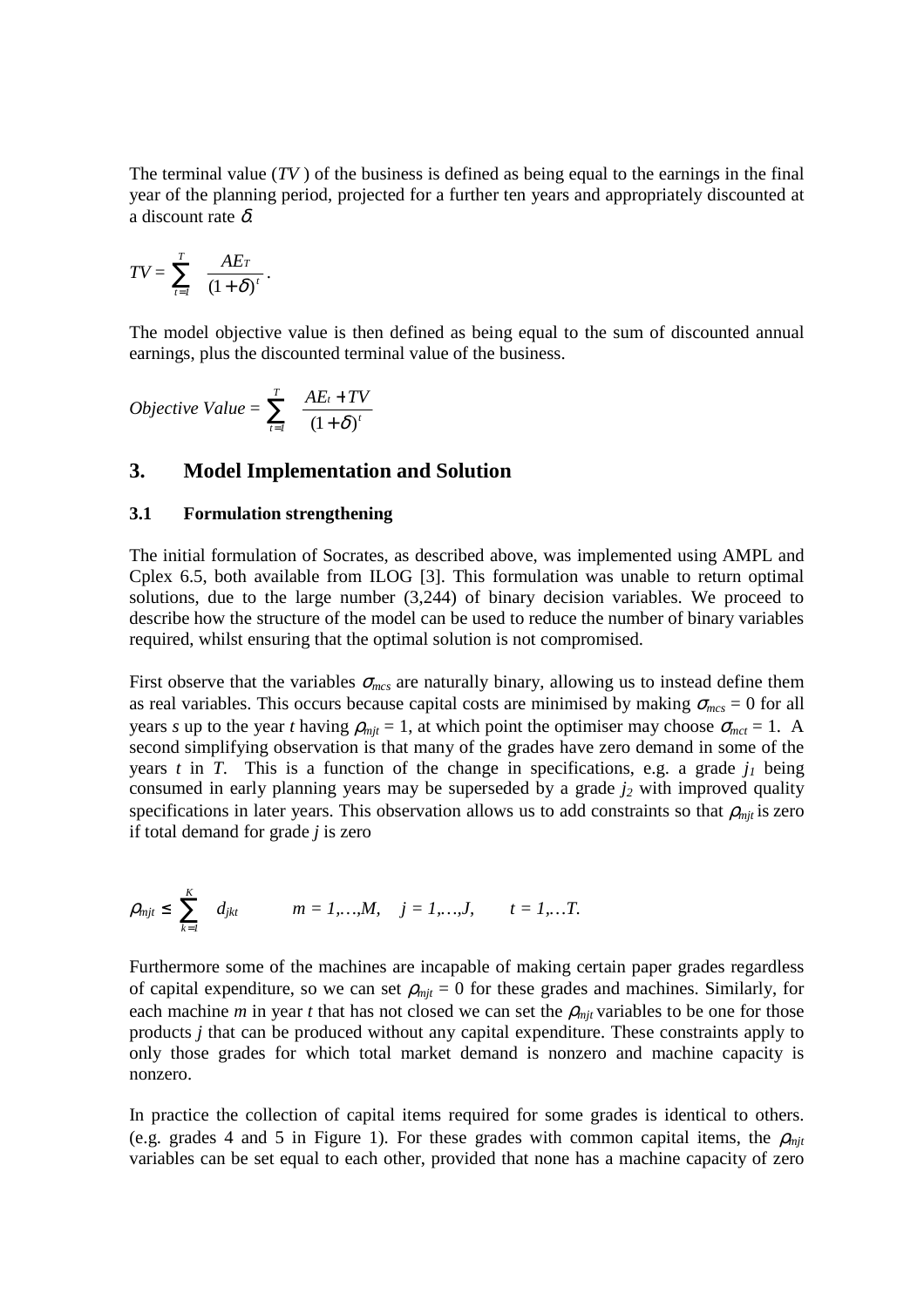The terminal value ($TV$) of the business is defined as being equal to the earnings in the final year of the planning period, projected for a further ten years and appropriately discounted at a discount rate $\delta$.

$$TV = \sum_{t=1}^{T} \frac{AE_T}{(1+\delta)^t}.$$

The model objective value is then defined as being equal to the sum of discounted annual earnings, plus the discounted terminal value of the business.

$$Objective\ Value = \sum_{t=1}^{T} \frac{AE_t + TV}{(1+\delta)^t}$$

## 3. Model Implementation and Solution

### 3.1 Formulation strengthening

The initial formulation of Socrates, as described above, was implemented using AMPL and Cplex 6.5, both available from ILOG [3]. This formulation was unable to return optimal solutions, due to the large number (3,244) of binary decision variables. We proceed to describe how the structure of the model can be used to reduce the number of binary variables required, whilst ensuring that the optimal solution is not compromised.

First observe that the variables $\sigma_{mcs}$ are naturally binary, allowing us to instead define them as real variables. This occurs because capital costs are minimised by making $\sigma_{mcs} = 0$ for all years $s$ up to the year $t$ having $\rho_{mjt} = 1$, at which point the optimiser may choose $\sigma_{mct} = 1$. A second simplifying observation is that many of the grades have zero demand in some of the years $t$ in $T$. This is a function of the change in specifications, e.g. a grade $j_1$ being consumed in early planning years may be superseded by a grade $j_2$ with improved quality specifications in later years. This observation allows us to add constraints so that $\rho_{mjt}$ is zero if total demand for grade $j$ is zero

$$\rho_{mjt} \leq \sum_{k=1}^{K} d_{jkt} \qquad m = 1,\ldots,M, \quad j = 1,\ldots,J, \qquad t = 1,\ldots T.$$

Furthermore some of the machines are incapable of making certain paper grades regardless of capital expenditure, so we can set $\rho_{mjt} = 0$ for these grades and machines. Similarly, for each machine $m$ in year $t$ that has not closed we can set the $\rho_{mjt}$ variables to be one for those products $j$ that can be produced without any capital expenditure. These constraints apply to only those grades for which total market demand is nonzero and machine capacity is nonzero.

In practice the collection of capital items required for some grades is identical to others. (e.g. grades 4 and 5 in Figure 1). For these grades with common capital items, the $\rho_{mjt}$ variables can be set equal to each other, provided that none has a machine capacity of zero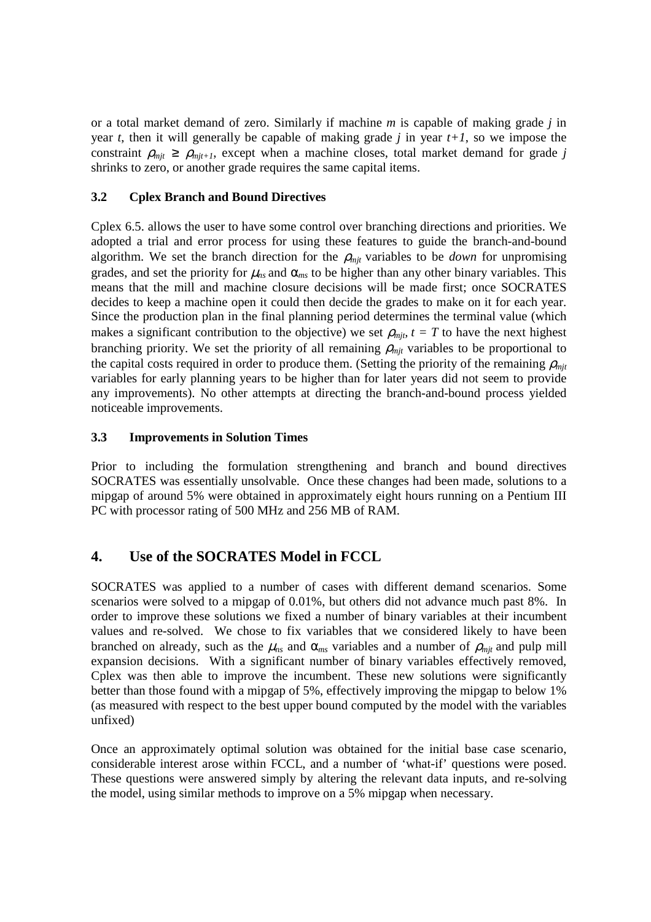or a total market demand of zero. Similarly if machine *m* is capable of making grade *j* in year *t*, then it will generally be capable of making grade *j* in year *t+1*, so we impose the constraint $\rho_{mjt} \geq \rho_{mjt+1}$, except when a machine closes, total market demand for grade *j* shrinks to zero, or another grade requires the same capital items.

### 3.2 Cplex Branch and Bound Directives

Cplex 6.5. allows the user to have some control over branching directions and priorities. We adopted a trial and error process for using these features to guide the branch-and-bound algorithm. We set the branch direction for the $\rho_{mjt}$ variables to be *down* for unpromising grades, and set the priority for $\mu_{ns}$ and $\alpha_{ms}$ to be higher than any other binary variables. This means that the mill and machine closure decisions will be made first; once SOCRATES decides to keep a machine open it could then decide the grades to make on it for each year. Since the production plan in the final planning period determines the terminal value (which makes a significant contribution to the objective) we set $\rho_{mjt}$, $t = T$ to have the next highest branching priority. We set the priority of all remaining $\rho_{mjt}$ variables to be proportional to the capital costs required in order to produce them. (Setting the priority of the remaining $\rho_{mjt}$ variables for early planning years to be higher than for later years did not seem to provide any improvements). No other attempts at directing the branch-and-bound process yielded noticeable improvements.

### 3.3 Improvements in Solution Times

Prior to including the formulation strengthening and branch and bound directives SOCRATES was essentially unsolvable. Once these changes had been made, solutions to a mipgap of around 5% were obtained in approximately eight hours running on a Pentium III PC with processor rating of 500 MHz and 256 MB of RAM.

## 4. Use of the SOCRATES Model in FCCL

SOCRATES was applied to a number of cases with different demand scenarios. Some scenarios were solved to a mipgap of 0.01%, but others did not advance much past 8%. In order to improve these solutions we fixed a number of binary variables at their incumbent values and re-solved. We chose to fix variables that we considered likely to have been branched on already, such as the $\mu_{ns}$ and $\alpha_{ms}$ variables and a number of $\rho_{mjt}$ and pulp mill expansion decisions. With a significant number of binary variables effectively removed, Cplex was then able to improve the incumbent. These new solutions were significantly better than those found with a mipgap of 5%, effectively improving the mipgap to below 1% (as measured with respect to the best upper bound computed by the model with the variables unfixed)

Once an approximately optimal solution was obtained for the initial base case scenario, considerable interest arose within FCCL, and a number of 'what-if' questions were posed. These questions were answered simply by altering the relevant data inputs, and re-solving the model, using similar methods to improve on a 5% mipgap when necessary.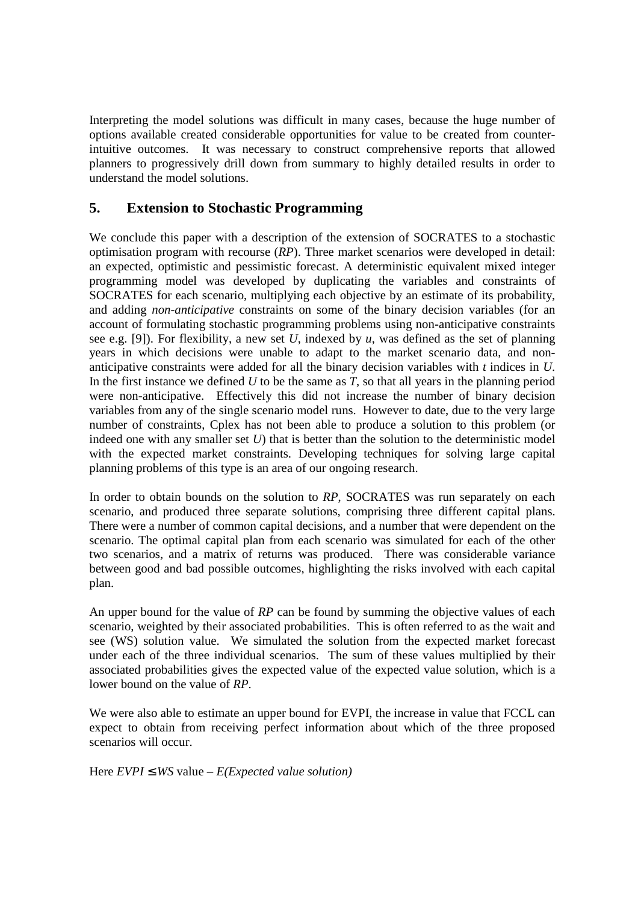Interpreting the model solutions was difficult in many cases, because the huge number of options available created considerable opportunities for value to be created from counter-intuitive outcomes. It was necessary to construct comprehensive reports that allowed planners to progressively drill down from summary to highly detailed results in order to understand the model solutions.

## 5. Extension to Stochastic Programming

We conclude this paper with a description of the extension of SOCRATES to a stochastic optimisation program with recourse (*RP*). Three market scenarios were developed in detail: an expected, optimistic and pessimistic forecast. A deterministic equivalent mixed integer programming model was developed by duplicating the variables and constraints of SOCRATES for each scenario, multiplying each objective by an estimate of its probability, and adding *non-anticipative* constraints on some of the binary decision variables (for an account of formulating stochastic programming problems using non-anticipative constraints see e.g. [9]). For flexibility, a new set $U$, indexed by $u$, was defined as the set of planning years in which decisions were unable to adapt to the market scenario data, and non-anticipative constraints were added for all the binary decision variables with $t$ indices in $U$. In the first instance we defined $U$ to be the same as $T$, so that all years in the planning period were non-anticipative. Effectively this did not increase the number of binary decision variables from any of the single scenario model runs. However to date, due to the very large number of constraints, Cplex has not been able to produce a solution to this problem (or indeed one with any smaller set $U$) that is better than the solution to the deterministic model with the expected market constraints. Developing techniques for solving large capital planning problems of this type is an area of our ongoing research.

In order to obtain bounds on the solution to *RP*, SOCRATES was run separately on each scenario, and produced three separate solutions, comprising three different capital plans. There were a number of common capital decisions, and a number that were dependent on the scenario. The optimal capital plan from each scenario was simulated for each of the other two scenarios, and a matrix of returns was produced. There was considerable variance between good and bad possible outcomes, highlighting the risks involved with each capital plan.

An upper bound for the value of *RP* can be found by summing the objective values of each scenario, weighted by their associated probabilities. This is often referred to as the wait and see (WS) solution value. We simulated the solution from the expected market forecast under each of the three individual scenarios. The sum of these values multiplied by their associated probabilities gives the expected value of the expected value solution, which is a lower bound on the value of *RP*.

We were also able to estimate an upper bound for EVPI, the increase in value that FCCL can expect to obtain from receiving perfect information about which of the three proposed scenarios will occur.

Here $EVPI \leq WS$ value – *E(Expected value solution)*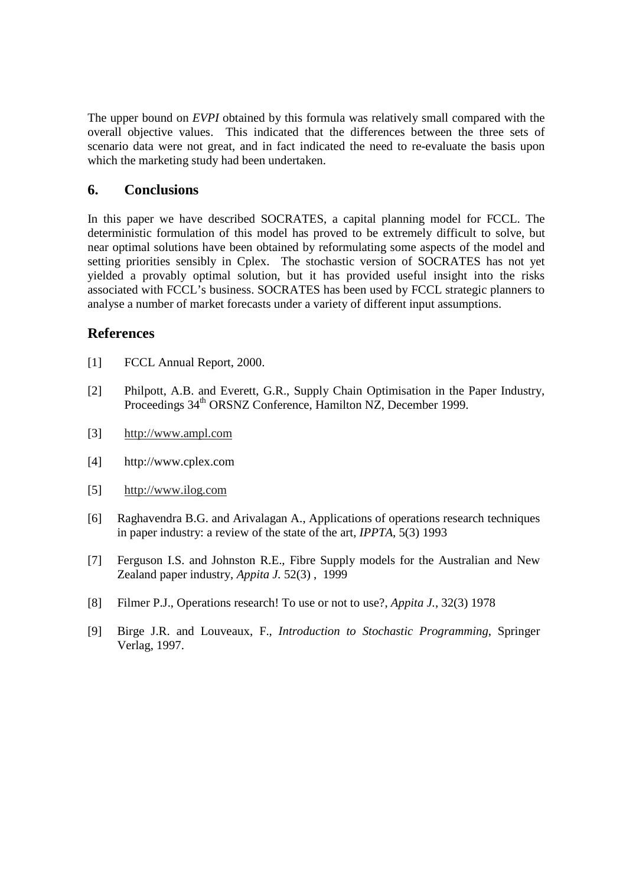The upper bound on *EVPI* obtained by this formula was relatively small compared with the overall objective values. This indicated that the differences between the three sets of scenario data were not great, and in fact indicated the need to re-evaluate the basis upon which the marketing study had been undertaken.

## 6. Conclusions

In this paper we have described SOCRATES, a capital planning model for FCCL. The deterministic formulation of this model has proved to be extremely difficult to solve, but near optimal solutions have been obtained by reformulating some aspects of the model and setting priorities sensibly in Cplex. The stochastic version of SOCRATES has not yet yielded a provably optimal solution, but it has provided useful insight into the risks associated with FCCL's business. SOCRATES has been used by FCCL strategic planners to analyse a number of market forecasts under a variety of different input assumptions.

## References

[1] FCCL Annual Report, 2000.

[2] Philpott, A.B. and Everett, G.R., Supply Chain Optimisation in the Paper Industry, Proceedings 34th ORSNZ Conference, Hamilton NZ, December 1999.

[3] http://www.ampl.com

[4] http://www.cplex.com

[5] http://www.ilog.com

[6] Raghavendra B.G. and Arivalagan A., Applications of operations research techniques in paper industry: a review of the state of the art, *IPPTA*, 5(3) 1993

[7] Ferguson I.S. and Johnston R.E., Fibre Supply models for the Australian and New Zealand paper industry, *Appita J.* 52(3) , 1999

[8] Filmer P.J., Operations research! To use or not to use?, *Appita J.*, 32(3) 1978

[9] Birge J.R. and Louveaux, F., *Introduction to Stochastic Programming*, Springer Verlag, 1997.